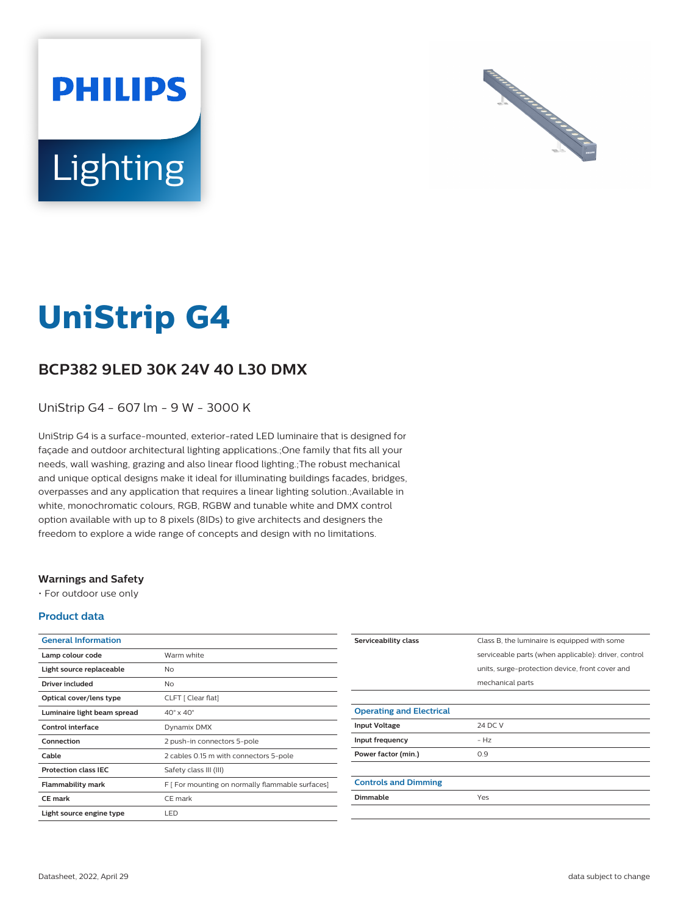# UniStrip G4

## BCP382 9LED 30K 24V 40 L30 DMX

UniStrip G4 - 607 lm - 9 W - 3000 K

UniStrip G4 is a surface-mounted, exterior-rated LED luminaire that is designed for façade and outdoor architectural lighting applications.;One family that fits all your needs, wall washing, grazing and also linear flood lighting.;The robust mechanical and unique optical designs make it ideal for illuminating buildings facades, bridges, overpasses and any application that requires a linear lighting solution.;Available in white, monochromatic colours, RGB, RGBW and tunable white and DMX control option available with up to 8 pixels (8IDs) to give architects and designers the freedom to explore a wide range of concepts and design with no limitations.

### Warnings and Safety

- For outdoor use only

### Product data

| General Information | |
|---|---|
| Lamp colour code | Warm white |
| Light source replaceable | No |
| Driver included | No |
| Optical cover/lens type | CLFT [ Clear flat] |
| Luminaire light beam spread | 40° x 40° |
| Control interface | Dynamix DMX |
| Connection | 2 push-in connectors 5-pole |
| Cable | 2 cables 0.15 m with connectors 5-pole |
| Protection class IEC | Safety class III (III) |
| Flammability mark | F [ For mounting on normally flammable surfaces] |
| CE mark | CE mark |
| Light source engine type | LED |
| Serviceability class | Class B, the luminaire is equipped with some serviceable parts (when applicable): driver, control units, surge-protection device, front cover and mechanical parts |

| Operating and Electrical | |
|---|---|
| Input Voltage | 24 DC V |
| Input frequency | - Hz |
| Power factor (min.) | 0.9 |

| Controls and Dimming | |
|---|---|
| Dimmable | Yes |

Datasheet, 2022, April 29

data subject to change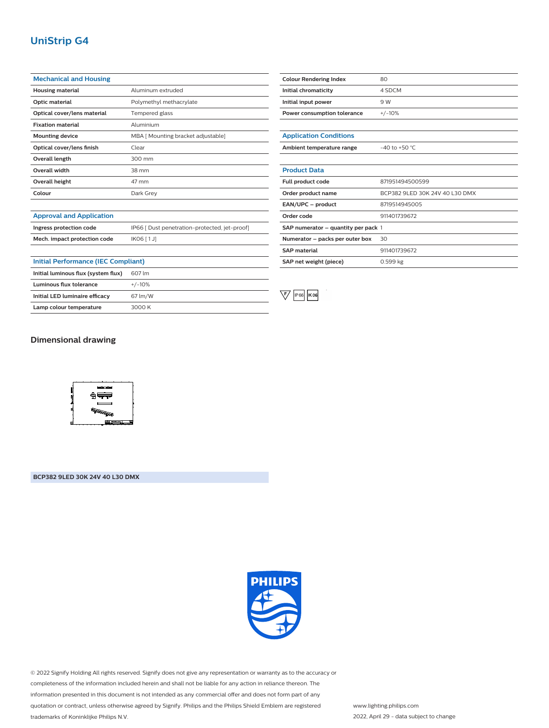# UniStrip G4

| Mechanical and Housing | |
|---|---|
| **Housing material** | Aluminum extruded |
| **Optic material** | Polymethyl methacrylate |
| **Optical cover/lens material** | Tempered glass |
| **Fixation material** | Aluminium |
| **Mounting device** | MBA [ Mounting bracket adjustable] |
| **Optical cover/lens finish** | Clear |
| **Overall length** | 300 mm |
| **Overall width** | 38 mm |
| **Overall height** | 47 mm |
| **Colour** | Dark Grey |

| Approval and Application | |
|---|---|
| **Ingress protection code** | IP66 [ Dust penetration-protected, jet-proof] |
| **Mech. impact protection code** | IK06 [ 1 J] |

| Initial Performance (IEC Compliant) | |
|---|---|
| **Initial luminous flux (system flux)** | 607 lm |
| **Luminous flux tolerance** | +/-10% |
| **Initial LED luminaire efficacy** | 67 lm/W |
| **Lamp colour temperature** | 3000 K |
| **Colour Rendering Index** | 80 |
| **Initial chromaticity** | 4 SDCM |
| **Initial input power** | 9 W |
| **Power consumption tolerance** | +/-10% |

| Application Conditions | |
|---|---|
| **Ambient temperature range** | -40 to +50 °C |

| Product Data | |
|---|---|
| **Full product code** | 871951494500599 |
| **Order product name** | BCP382 9LED 30K 24V 40 L30 DMX |
| **EAN/UPC – product** | 8719514945005 |
| **Order code** | 911401739672 |
| **SAP numerator – quantity per pack** | 1 |
| **Numerator – packs per outer box** | 30 |
| **SAP material** | 911401739672 |
| **SAP net weight (piece)** | 0.599 kg |

F IP66 IK06

## Dimensional drawing

**BCP382 9LED 30K 24V 40 L30 DMX**

© 2022 Signify Holding All rights reserved. Signify does not give any representation or warranty as to the accuracy or completeness of the information included herein and shall not be liable for any action in reliance thereon. The information presented in this document is not intended as any commercial offer and does not form part of any quotation or contract, unless otherwise agreed by Signify. Philips and the Philips Shield Emblem are registered trademarks of Koninklijke Philips N.V.

www.lighting.philips.com

2022, April 29 - data subject to change